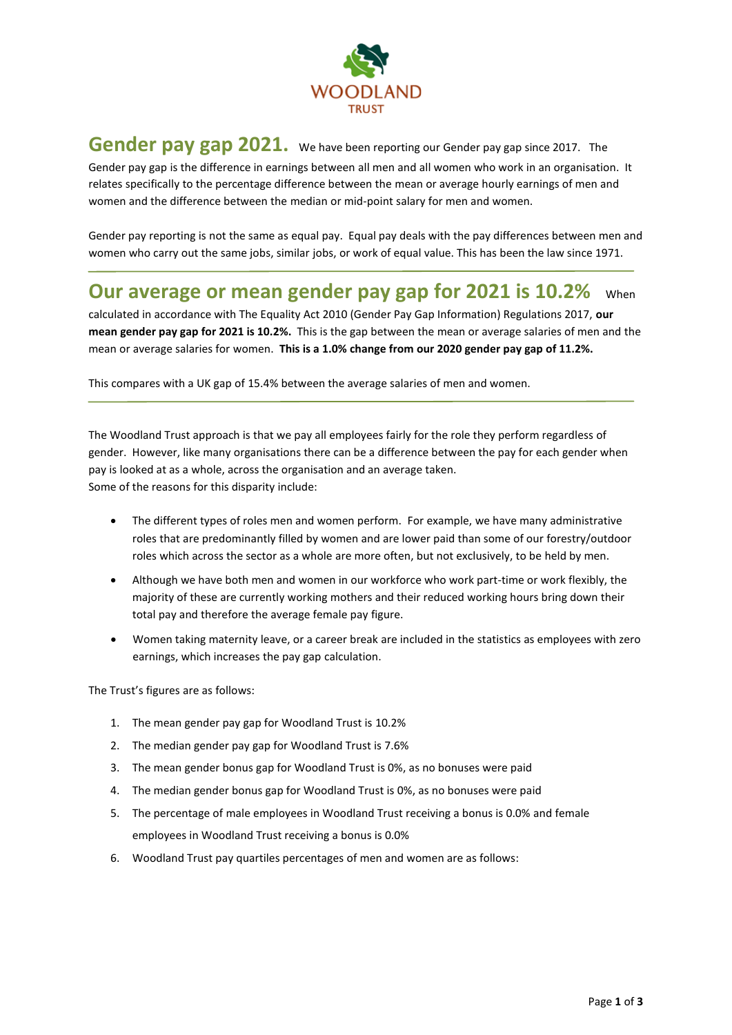WOODLAND TRUST

## Gender pay gap 2021.

We have been reporting our Gender pay gap since 2017. The Gender pay gap is the difference in earnings between all men and all women who work in an organisation. It relates specifically to the percentage difference between the mean or average hourly earnings of men and women and the difference between the median or mid-point salary for men and women.

Gender pay reporting is not the same as equal pay. Equal pay deals with the pay differences between men and women who carry out the same jobs, similar jobs, or work of equal value. This has been the law since 1971.

## Our average or mean gender pay gap for 2021 is 10.2%

When calculated in accordance with The Equality Act 2010 (Gender Pay Gap Information) Regulations 2017, **our mean gender pay gap for 2021 is 10.2%.** This is the gap between the mean or average salaries of men and the mean or average salaries for women. **This is a 1.0% change from our 2020 gender pay gap of 11.2%.**

This compares with a UK gap of 15.4% between the average salaries of men and women.

The Woodland Trust approach is that we pay all employees fairly for the role they perform regardless of gender. However, like many organisations there can be a difference between the pay for each gender when pay is looked at as a whole, across the organisation and an average taken.
Some of the reasons for this disparity include:

- The different types of roles men and women perform. For example, we have many administrative roles that are predominantly filled by women and are lower paid than some of our forestry/outdoor roles which across the sector as a whole are more often, but not exclusively, to be held by men.
- Although we have both men and women in our workforce who work part-time or work flexibly, the majority of these are currently working mothers and their reduced working hours bring down their total pay and therefore the average female pay figure.
- Women taking maternity leave, or a career break are included in the statistics as employees with zero earnings, which increases the pay gap calculation.

The Trust's figures are as follows:

1. The mean gender pay gap for Woodland Trust is 10.2%
2. The median gender pay gap for Woodland Trust is 7.6%
3. The mean gender bonus gap for Woodland Trust is 0%, as no bonuses were paid
4. The median gender bonus gap for Woodland Trust is 0%, as no bonuses were paid
5. The percentage of male employees in Woodland Trust receiving a bonus is 0.0% and female employees in Woodland Trust receiving a bonus is 0.0%
6. Woodland Trust pay quartiles percentages of men and women are as follows: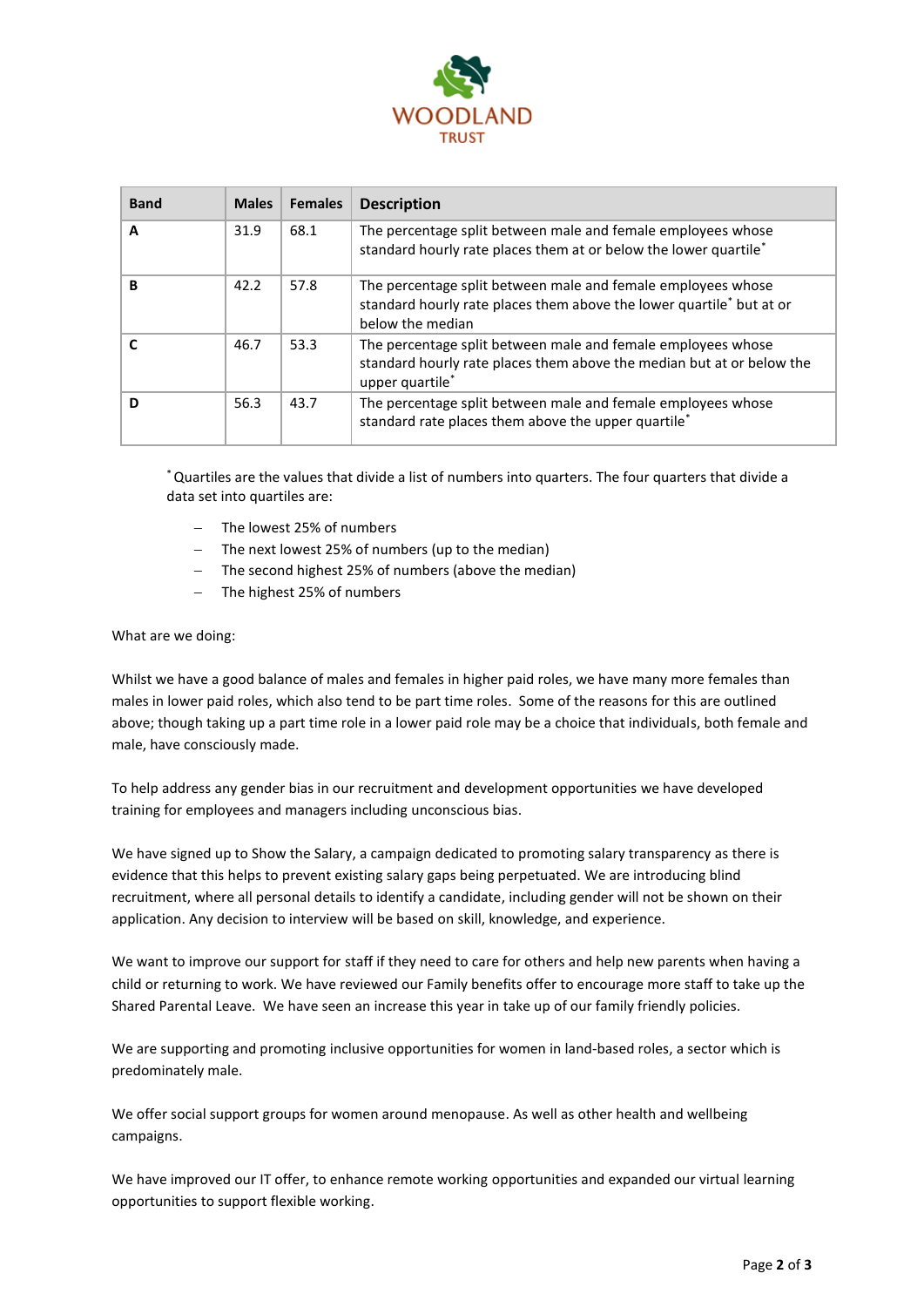| Band | Males | Females | Description |
|---|---|---|---|
| **A** | 31.9 | 68.1 | The percentage split between male and female employees whose standard hourly rate places them at or below the lower quartile* |
| **B** | 42.2 | 57.8 | The percentage split between male and female employees whose standard hourly rate places them above the lower quartile* but at or below the median |
| **C** | 46.7 | 53.3 | The percentage split between male and female employees whose standard hourly rate places them above the median but at or below the upper quartile* |
| **D** | 56.3 | 43.7 | The percentage split between male and female employees whose standard rate places them above the upper quartile* |

* Quartiles are the values that divide a list of numbers into quarters. The four quarters that divide a data set into quartiles are:

- The lowest 25% of numbers
- The next lowest 25% of numbers (up to the median)
- The second highest 25% of numbers (above the median)
- The highest 25% of numbers

What are we doing:

Whilst we have a good balance of males and females in higher paid roles, we have many more females than males in lower paid roles, which also tend to be part time roles. Some of the reasons for this are outlined above; though taking up a part time role in a lower paid role may be a choice that individuals, both female and male, have consciously made.

To help address any gender bias in our recruitment and development opportunities we have developed training for employees and managers including unconscious bias.

We have signed up to Show the Salary, a campaign dedicated to promoting salary transparency as there is evidence that this helps to prevent existing salary gaps being perpetuated. We are introducing blind recruitment, where all personal details to identify a candidate, including gender will not be shown on their application. Any decision to interview will be based on skill, knowledge, and experience.

We want to improve our support for staff if they need to care for others and help new parents when having a child or returning to work. We have reviewed our Family benefits offer to encourage more staff to take up the Shared Parental Leave. We have seen an increase this year in take up of our family friendly policies.

We are supporting and promoting inclusive opportunities for women in land-based roles, a sector which is predominately male.

We offer social support groups for women around menopause. As well as other health and wellbeing campaigns.

We have improved our IT offer, to enhance remote working opportunities and expanded our virtual learning opportunities to support flexible working.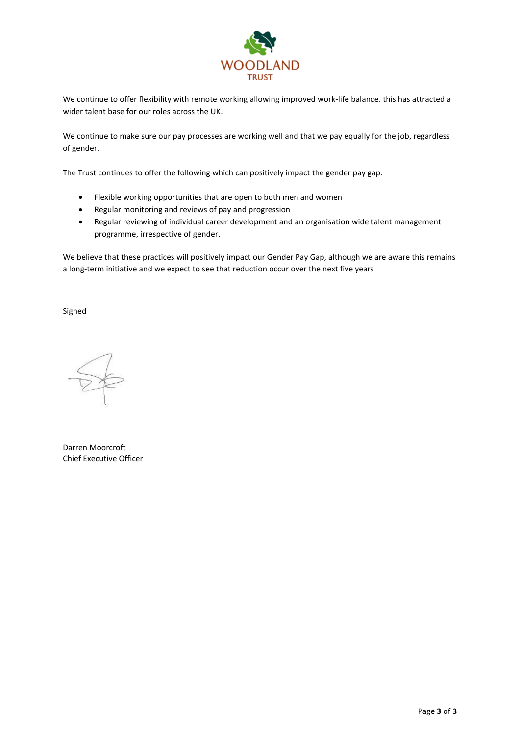We continue to offer flexibility with remote working allowing improved work-life balance. this has attracted a wider talent base for our roles across the UK.

We continue to make sure our pay processes are working well and that we pay equally for the job, regardless of gender.

The Trust continues to offer the following which can positively impact the gender pay gap:

- Flexible working opportunities that are open to both men and women
- Regular monitoring and reviews of pay and progression
- Regular reviewing of individual career development and an organisation wide talent management programme, irrespective of gender.

We believe that these practices will positively impact our Gender Pay Gap, although we are aware this remains a long-term initiative and we expect to see that reduction occur over the next five years

Signed

Darren Moorcroft
Chief Executive Officer